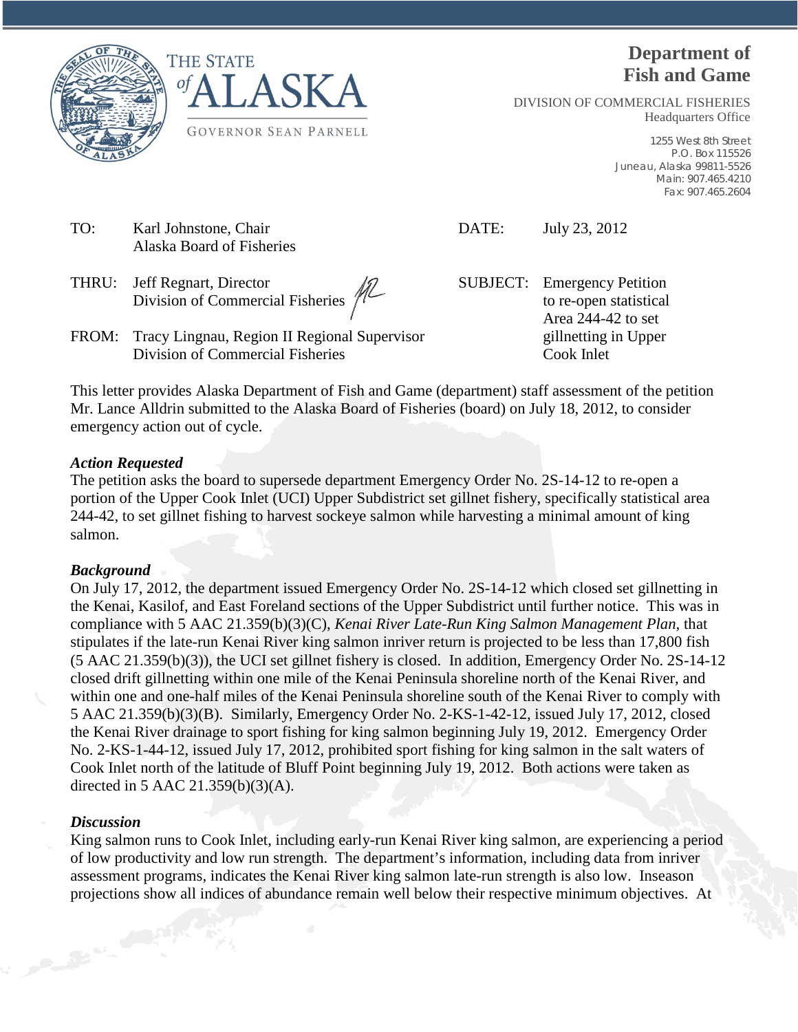THE STATE of ALASKA

GOVERNOR SEAN PARNELL

**Department of Fish and Game**

DIVISION OF COMMERCIAL FISHERIES
Headquarters Office

1255 West 8th Street
P.O. Box 115526
Juneau, Alaska 99811-5526
Main: 907.465.4210
Fax: 907.465.2604

TO: Karl Johnstone, Chair
Alaska Board of Fisheries

DATE: July 23, 2012

THRU: Jeff Regnart, Director
Division of Commercial Fisheries

SUBJECT: Emergency Petition to re-open statistical Area 244-42 to set gillnetting in Upper Cook Inlet

FROM: Tracy Lingnau, Region II Regional Supervisor
Division of Commercial Fisheries

This letter provides Alaska Department of Fish and Game (department) staff assessment of the petition Mr. Lance Alldrin submitted to the Alaska Board of Fisheries (board) on July 18, 2012, to consider emergency action out of cycle.

### *Action Requested*

The petition asks the board to supersede department Emergency Order No. 2S-14-12 to re-open a portion of the Upper Cook Inlet (UCI) Upper Subdistrict set gillnet fishery, specifically statistical area 244-42, to set gillnet fishing to harvest sockeye salmon while harvesting a minimal amount of king salmon.

### *Background*

On July 17, 2012, the department issued Emergency Order No. 2S-14-12 which closed set gillnetting in the Kenai, Kasilof, and East Foreland sections of the Upper Subdistrict until further notice. This was in compliance with 5 AAC 21.359(b)(3)(C), *Kenai River Late-Run King Salmon Management Plan*, that stipulates if the late-run Kenai River king salmon inriver return is projected to be less than 17,800 fish (5 AAC 21.359(b)(3)), the UCI set gillnet fishery is closed. In addition, Emergency Order No. 2S-14-12 closed drift gillnetting within one mile of the Kenai Peninsula shoreline north of the Kenai River, and within one and one-half miles of the Kenai Peninsula shoreline south of the Kenai River to comply with 5 AAC 21.359(b)(3)(B). Similarly, Emergency Order No. 2-KS-1-42-12, issued July 17, 2012, closed the Kenai River drainage to sport fishing for king salmon beginning July 19, 2012. Emergency Order No. 2-KS-1-44-12, issued July 17, 2012, prohibited sport fishing for king salmon in the salt waters of Cook Inlet north of the latitude of Bluff Point beginning July 19, 2012. Both actions were taken as directed in 5 AAC 21.359(b)(3)(A).

### *Discussion*

King salmon runs to Cook Inlet, including early-run Kenai River king salmon, are experiencing a period of low productivity and low run strength. The department's information, including data from inriver assessment programs, indicates the Kenai River king salmon late-run strength is also low. Inseason projections show all indices of abundance remain well below their respective minimum objectives. At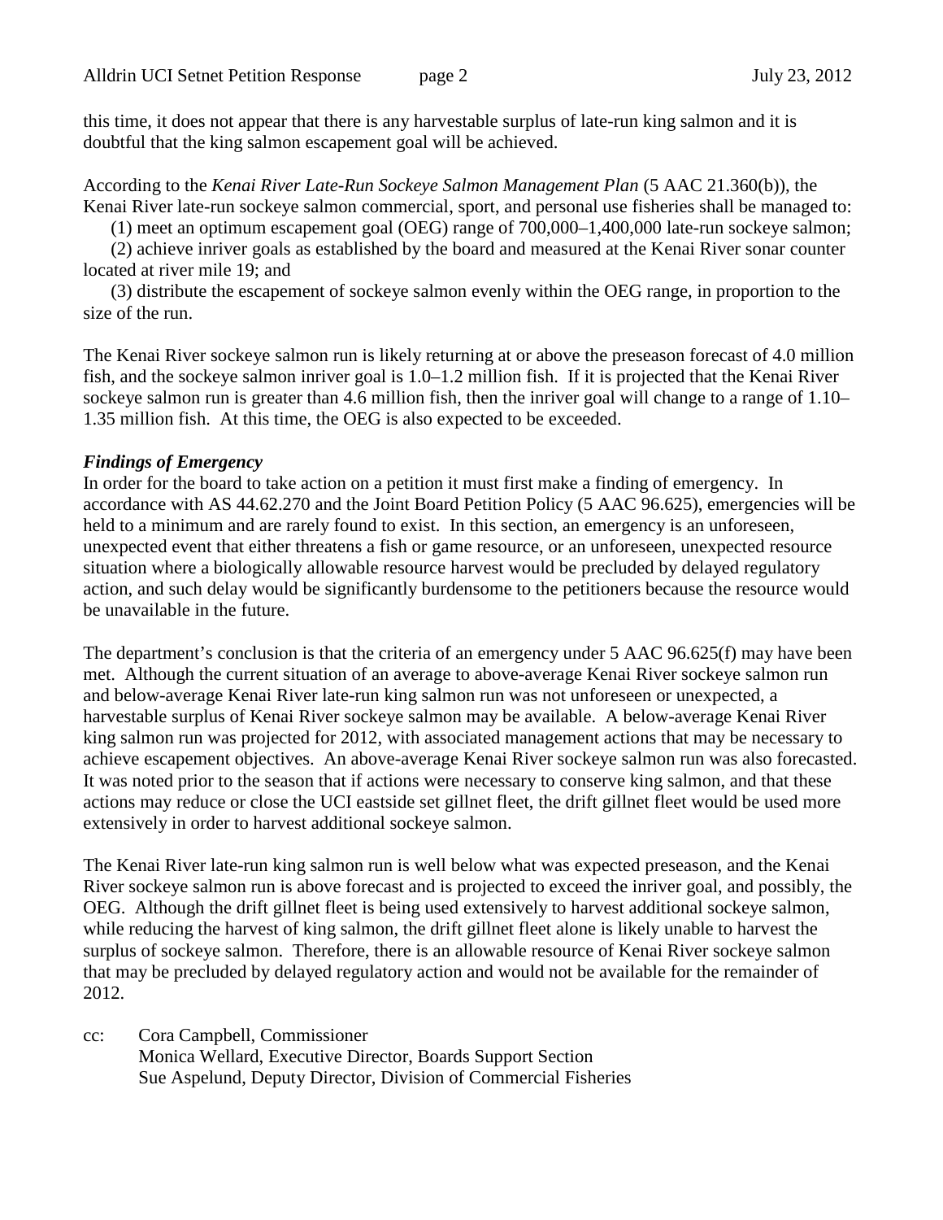this time, it does not appear that there is any harvestable surplus of late-run king salmon and it is doubtful that the king salmon escapement goal will be achieved.

According to the *Kenai River Late-Run Sockeye Salmon Management Plan* (5 AAC 21.360(b)), the Kenai River late-run sockeye salmon commercial, sport, and personal use fisheries shall be managed to:

(1) meet an optimum escapement goal (OEG) range of 700,000–1,400,000 late-run sockeye salmon;

(2) achieve inriver goals as established by the board and measured at the Kenai River sonar counter located at river mile 19; and

(3) distribute the escapement of sockeye salmon evenly within the OEG range, in proportion to the size of the run.

The Kenai River sockeye salmon run is likely returning at or above the preseason forecast of 4.0 million fish, and the sockeye salmon inriver goal is 1.0–1.2 million fish. If it is projected that the Kenai River sockeye salmon run is greater than 4.6 million fish, then the inriver goal will change to a range of 1.10–1.35 million fish. At this time, the OEG is also expected to be exceeded.

***Findings of Emergency***

In order for the board to take action on a petition it must first make a finding of emergency. In accordance with AS 44.62.270 and the Joint Board Petition Policy (5 AAC 96.625), emergencies will be held to a minimum and are rarely found to exist. In this section, an emergency is an unforeseen, unexpected event that either threatens a fish or game resource, or an unforeseen, unexpected resource situation where a biologically allowable resource harvest would be precluded by delayed regulatory action, and such delay would be significantly burdensome to the petitioners because the resource would be unavailable in the future.

The department's conclusion is that the criteria of an emergency under 5 AAC 96.625(f) may have been met. Although the current situation of an average to above-average Kenai River sockeye salmon run and below-average Kenai River late-run king salmon run was not unforeseen or unexpected, a harvestable surplus of Kenai River sockeye salmon may be available. A below-average Kenai River king salmon run was projected for 2012, with associated management actions that may be necessary to achieve escapement objectives. An above-average Kenai River sockeye salmon run was also forecasted. It was noted prior to the season that if actions were necessary to conserve king salmon, and that these actions may reduce or close the UCI eastside set gillnet fleet, the drift gillnet fleet would be used more extensively in order to harvest additional sockeye salmon.

The Kenai River late-run king salmon run is well below what was expected preseason, and the Kenai River sockeye salmon run is above forecast and is projected to exceed the inriver goal, and possibly, the OEG. Although the drift gillnet fleet is being used extensively to harvest additional sockeye salmon, while reducing the harvest of king salmon, the drift gillnet fleet alone is likely unable to harvest the surplus of sockeye salmon. Therefore, there is an allowable resource of Kenai River sockeye salmon that may be precluded by delayed regulatory action and would not be available for the remainder of 2012.

cc: Cora Campbell, Commissioner
Monica Wellard, Executive Director, Boards Support Section
Sue Aspelund, Deputy Director, Division of Commercial Fisheries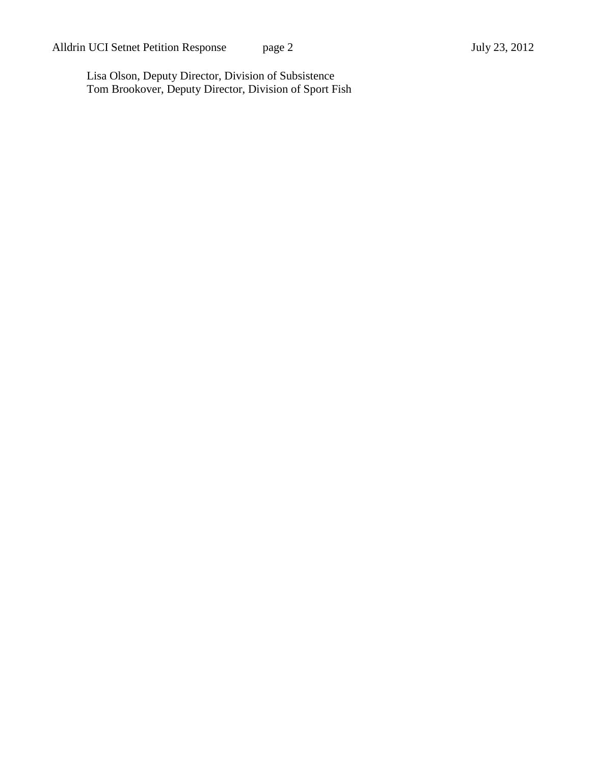Lisa Olson, Deputy Director, Division of Subsistence
Tom Brookover, Deputy Director, Division of Sport Fish